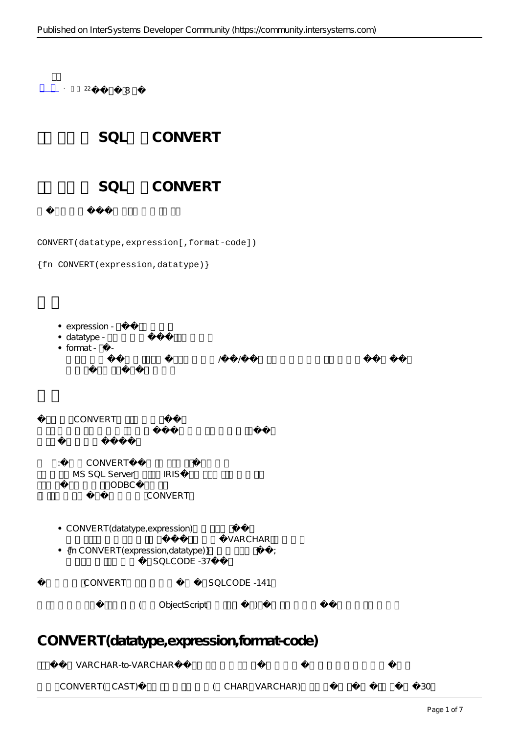# SQL CONVERT

## SQL CONVERT

```
CONVERT(datatype,expression[,format-code])

{fn CONVERT(expression,datatype)}
```

- expression -
- datatype -
- format - - / /

CONVERT

: CONVERT MS SQL Server IRIS ODBC CONVERT

- CONVERT(datatype,expression) VARCHAR
- {fn CONVERT(expression,datatype)} ; SQLCODE -37

CONVERT SQLCODE -141

( ObjectScript )

## CONVERT(datatype,expression,format-code)

VARCHAR-to-VARCHAR

CONVERT( CAST) ( CHAR VARCHAR) 30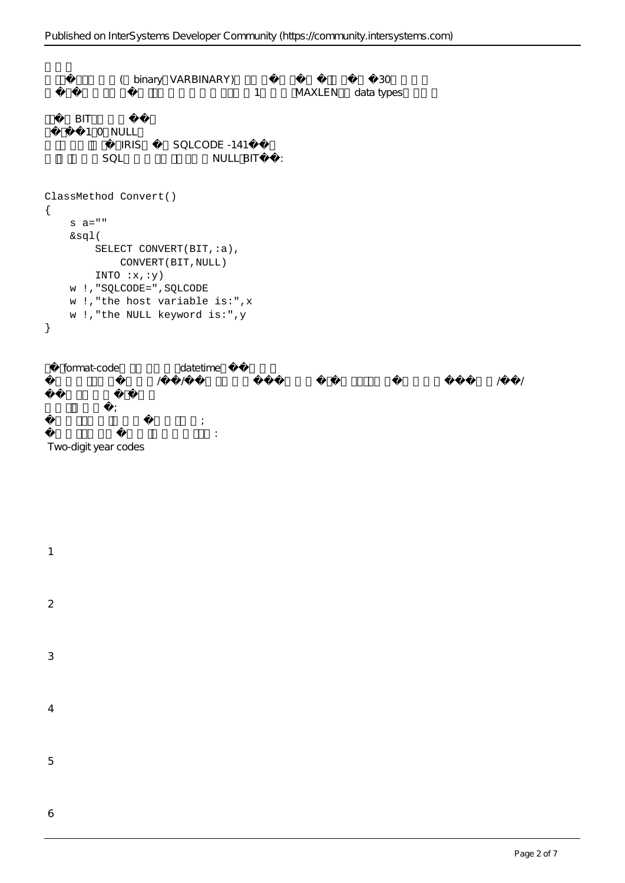(binary VARBINARY) 30

1 MAXLEN data types

BIT

1 0 NULL

IRIS SQLCODE -141

SQL NULL BIT :

```
ClassMethod Convert()
{
    s a=""
    &sql(
        SELECT CONVERT(BIT,:a),
            CONVERT(BIT,NULL)
        INTO :x,:y)
    w !,"SQLCODE=",SQLCODE
    w !,"the host variable is:",x
    w !,"the NULL keyword is:",y
}
```

format-code datetime

/ / / /

;

;

:

Two-digit year codes

1

2

3

4

5

6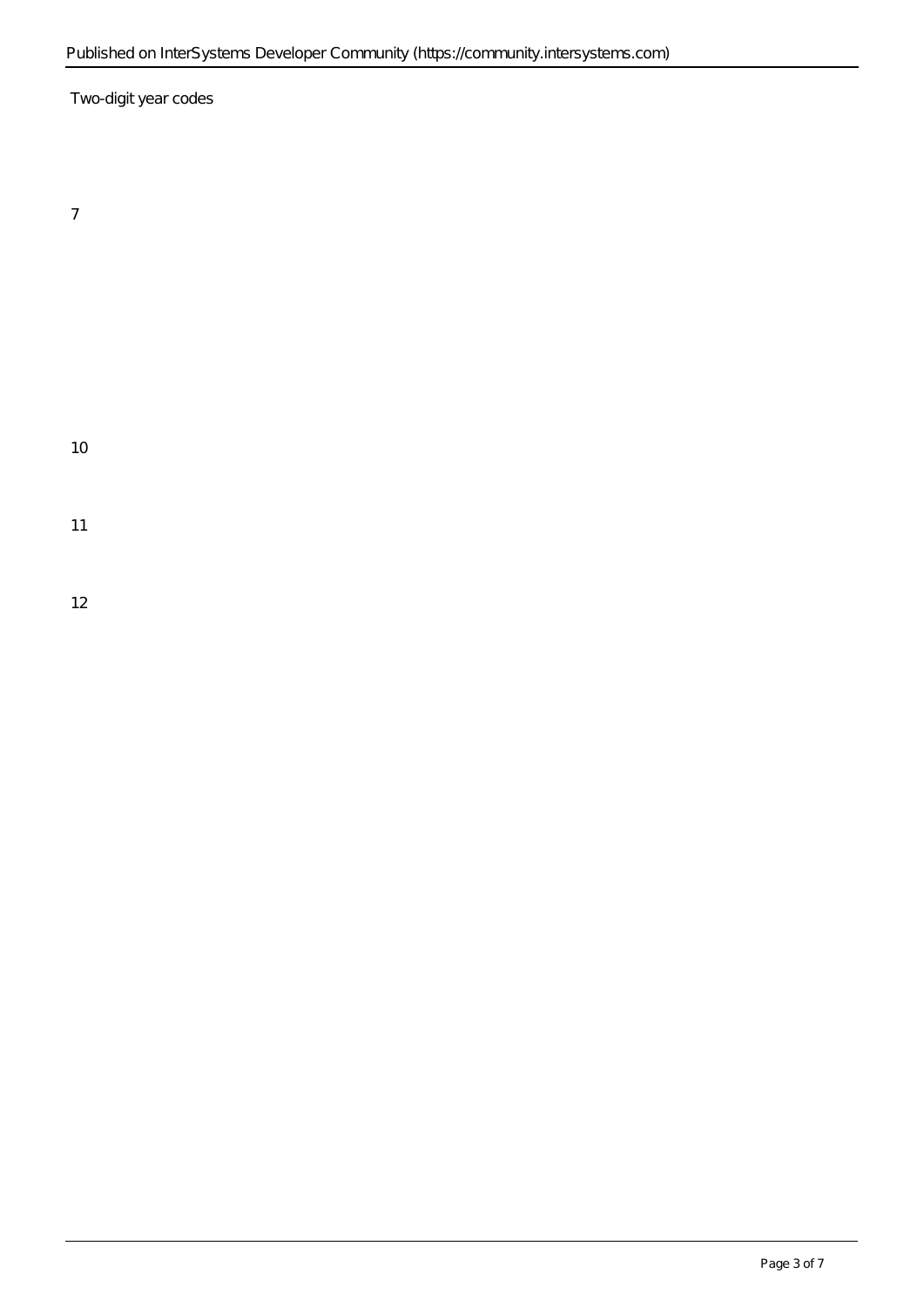Two-digit year codes

7

10

11

12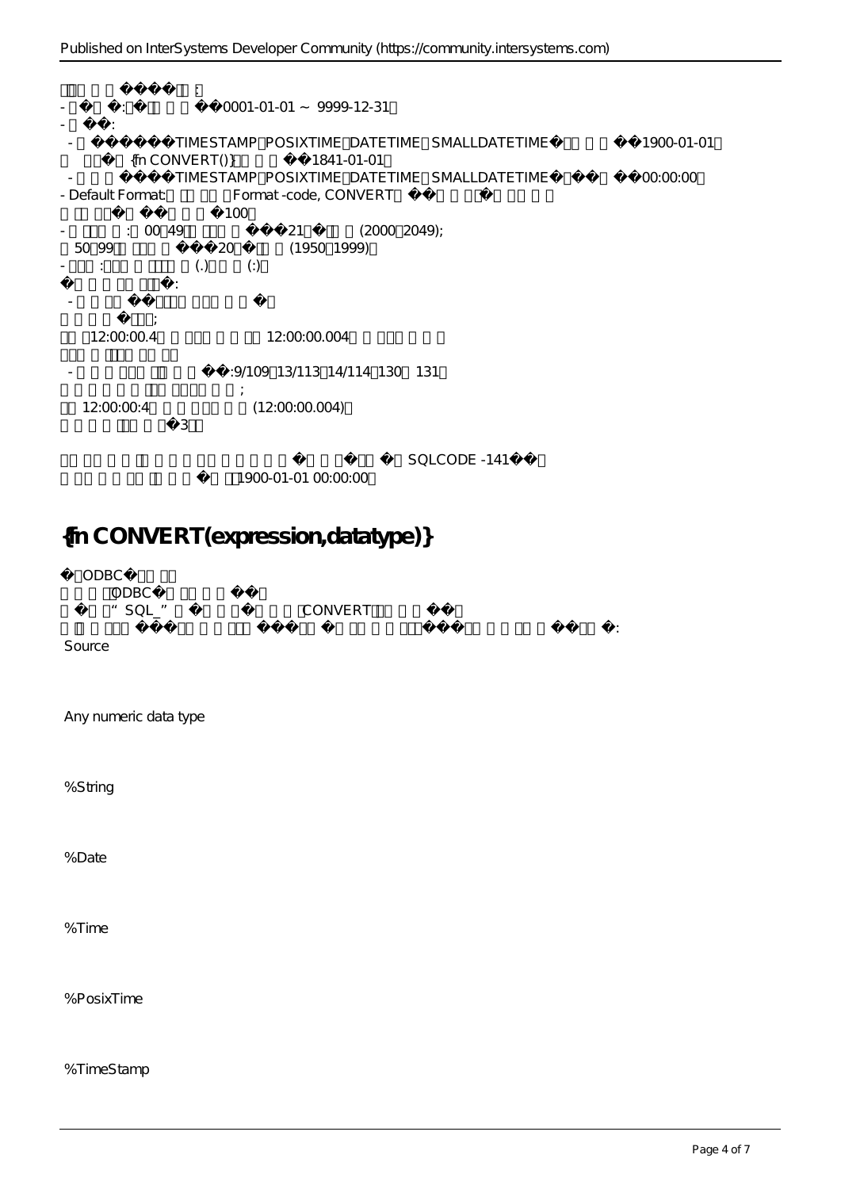- 0001-01-01 ~ 9999-12-31
-
- TIMESTAMP POSIXTIME DATETIME SMALLDATETIME 1900-01-01
{fn CONVERT()} 1841-01-01
- TIMESTAMP POSIXTIME DATETIME SMALLDATETIME 00:00:00
- Default Format: Format -code, CONVERT
100
- : 00 49 21 (2000 2049);
50 99 20 (1950 1999)
- : (.) (:)
:
-
;
12:00:00.4 12:00:00.004
- :9/109 13/113 14/114 130 131
;
12:00:00:4 (12:00:00.004)
3

SQLCODE -141
1900-01-01 00:00:00

## {fn CONVERT(expression,datatype)}

ODBC
ODBC
"SQL_" CONVERT
:

Source

Any numeric data type

%String

%Date

%Time

%PosixTime

%TimeStamp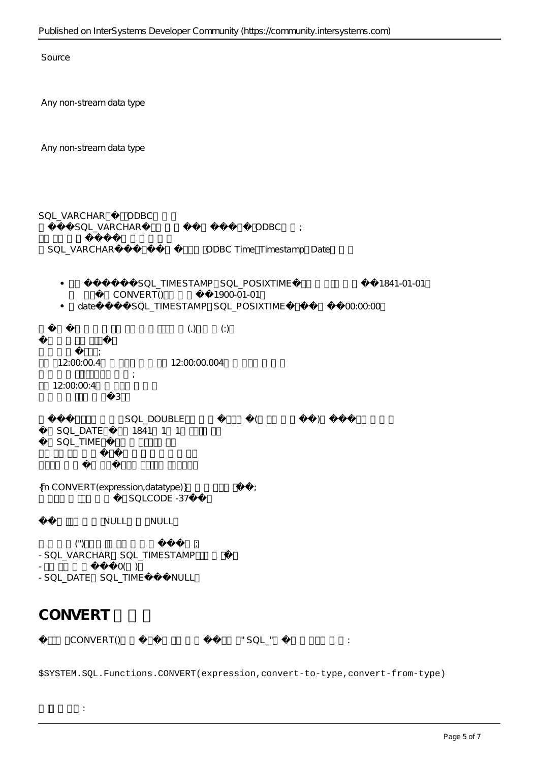Source

Any non-stream data type

Any non-stream data type

SQL_VARCHAR ODBC
SQL_VARCHAR ODBC ;

SQL_VARCHAR ODBC Time Timestamp Date

- SQL_TIMESTAMP SQL_POSIXTIME 1841-01-01
  CONVERT() 1900-01-01
- date SQL_TIMESTAMP SQL_POSIXTIME 00:00:00

(.) (:)

;
12:00:00.4 12:00:00.004
;
12:00:00:4
3

SQL_DOUBLE ( )
SQL_DATE 1841 1 1
SQL_TIME

{fn CONVERT(expression,datatype)} ;
SQLCODE -37

NULL NULL

('') :
- SQL_VARCHAR SQL_TIMESTAMP
- 0( )
- SQL_DATE SQL_TIME NULL

## CONVERT

CONVERT() "SQL_" :

```
$SYSTEM.SQL.Functions.CONVERT(expression,convert-to-type,convert-from-type)
```

: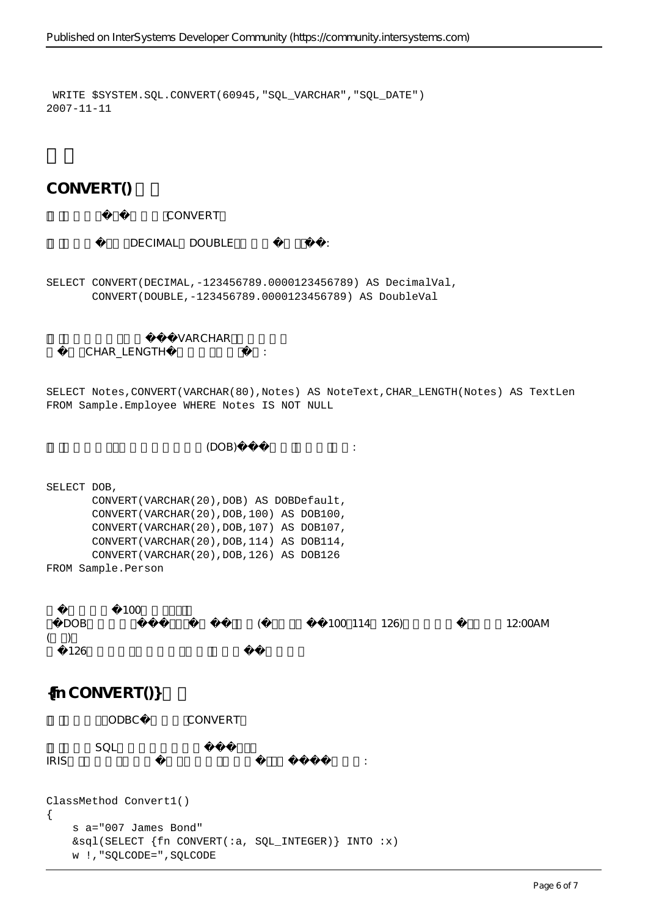```
 WRITE $SYSTEM.SQL.CONVERT(60945,"SQL_VARCHAR","SQL_DATE")
2007-11-11
```

# □□

## CONVERT() □□

□□□□□�□�□□□□CONVERT□

□□□□□�□□DECIMAL□DOUBLE□□□□□�□□�□�:

```
SELECT CONVERT(DECIMAL,-123456789.0000123456789) AS DecimalVal,
       CONVERT(DOUBLE,-123456789.0000123456789) AS DoubleVal
```

□□□□□□□□□□�□�VARCHAR□□□□□
□�□□CHAR_LENGTH�□□□□□□□�□:

```
SELECT Notes,CONVERT(VARCHAR(80),Notes) AS NoteText,CHAR_LENGTH(Notes) AS TextLen
FROM Sample.Employee WHERE Notes IS NOT NULL
```

□□□□□□□□□□□□□□□(DOB)�□�□□□□□□□□:

```
SELECT DOB,
       CONVERT(VARCHAR(20),DOB) AS DOBDefault,
       CONVERT(VARCHAR(20),DOB,100) AS DOB100,
       CONVERT(VARCHAR(20),DOB,107) AS DOB107,
       CONVERT(VARCHAR(20),DOB,114) AS DOB114,
       CONVERT(VARCHAR(20),DOB,126) AS DOB126
FROM Sample.Person
```

□�□□□□□�100□□□□□□
□�DOB□□□□□�□□□□�□□�□□□□(�□□□□□�□100□114□126)□□□□□□�□□□□□12:00AM
(□□)□
□�126□□□□□□□□□□□□□□□□□□□�□□□□□

## {fn CONVERT()} □□

□□□□□□□ODBC�□□□□CONVERT□

□□□□□SQL□□□□□□□□□□�□□□□
IRIS□□□□□□□□□□�□□□□□□□□□□□□□□�□□□□�□�□□□□:

```
ClassMethod Convert1()
{
    s a="007 James Bond"
    &sql(SELECT {fn CONVERT(:a, SQL_INTEGER)} INTO :x)
    w !,"SQLCODE=",SQLCODE
```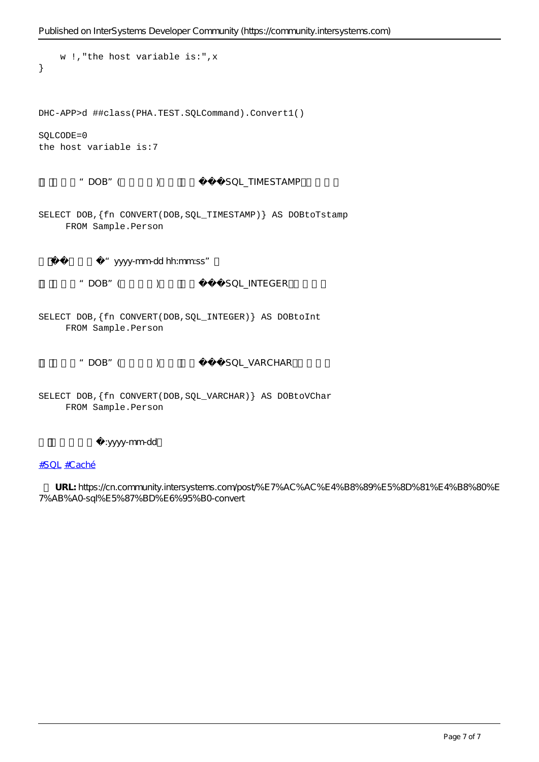```
    w !,"the host variable is:",x
}
```

```
DHC-APP>d ##class(PHA.TEST.SQLCommand).Convert1()

SQLCODE=0
the host variable is:7
```

 “ DOB” ( ) SQL_TIMESTAMP

```
SELECT DOB,{fn CONVERT(DOB,SQL_TIMESTAMP)} AS DOBtoTstamp
     FROM Sample.Person
```

 “ yyyy-mm-dd hh:mm:ss”

 “ DOB” ( ) SQL_INTEGER

```
SELECT DOB,{fn CONVERT(DOB,SQL_INTEGER)} AS DOBtoInt
     FROM Sample.Person
```

 “ DOB” ( ) SQL_VARCHAR

```
SELECT DOB,{fn CONVERT(DOB,SQL_VARCHAR)} AS DOBtoVChar
     FROM Sample.Person
```

 :yyyy-mm-dd

#SQL #Caché

**URL:** https://cn.community.intersystems.com/post/%E7%AC%AC%E4%B8%89%E5%8D%81%E4%B8%80%E7%AB%A0-sql%E5%87%BD%E6%95%B0-convert